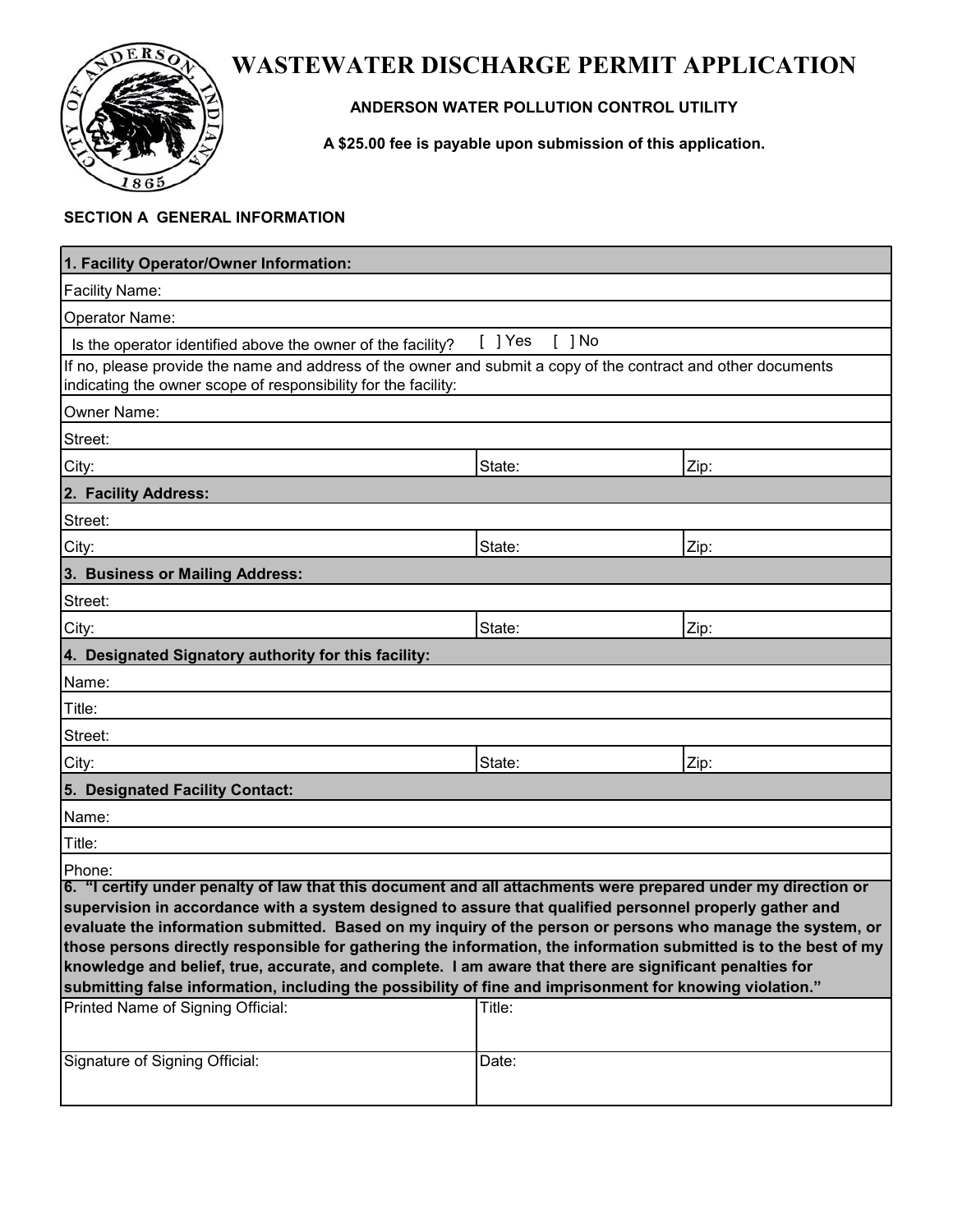# WASTEWATER DISCHARGE PERMIT APPLICATION

**ANDERSON WATER POLLUTION CONTROL UTILITY**

**A $25.00 fee is payable upon submission of this application.**

**SECTION A GENERAL INFORMATION**

| **1. Facility Operator/Owner Information:** | | |
|---|---|---|
| Facility Name: | | |
| Operator Name: | | |
| Is the operator identified above the owner of the facility? | [ ] Yes [ ] No | |
| If no, please provide the name and address of the owner and submit a copy of the contract and other documents indicating the owner scope of responsibility for the facility: | | |
| Owner Name: | | |
| Street: | | |
| City: | State: | Zip: |
| **2. Facility Address:** | | |
| Street: | | |
| City: | State: | Zip: |
| **3. Business or Mailing Address:** | | |
| Street: | | |
| City: | State: | Zip: |
| **4. Designated Signatory authority for this facility:** | | |
| Name: | | |
| Title: | | |
| Street: | | |
| City: | State: | Zip: |
| **5. Designated Facility Contact:** | | |
| Name: | | |
| Title: | | |
| Phone: | | |
| **6. "I certify under penalty of law that this document and all attachments were prepared under my direction or supervision in accordance with a system designed to assure that qualified personnel properly gather and evaluate the information submitted. Based on my inquiry of the person or persons who manage the system, or those persons directly responsible for gathering the information, the information submitted is to the best of my knowledge and belief, true, accurate, and complete. I am aware that there are significant penalties for submitting false information, including the possibility of fine and imprisonment for knowing violation."** | | |
| Printed Name of Signing Official: | Title: | |
| Signature of Signing Official: | Date: | |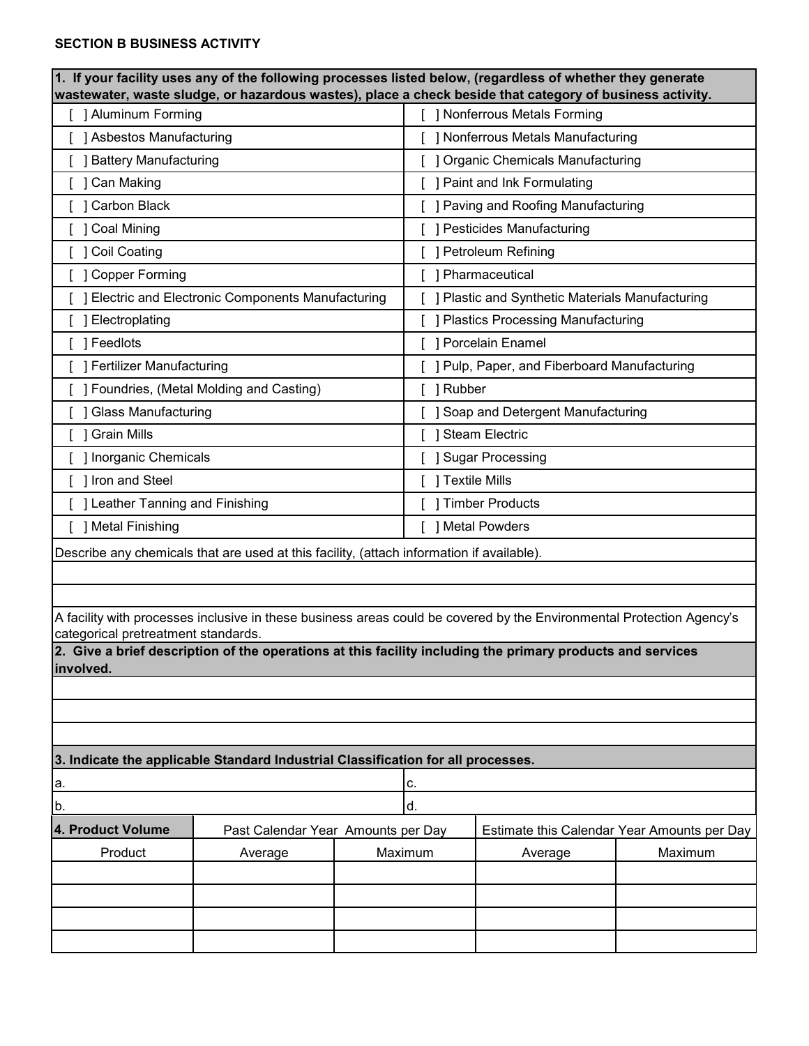## SECTION B BUSINESS ACTIVITY

**1. If your facility uses any of the following processes listed below, (regardless of whether they generate wastewater, waste sludge, or hazardous wastes), place a check beside that category of business activity.**

| | |
|---|---|
| [ ] Aluminum Forming | [ ] Nonferrous Metals Forming |
| [ ] Asbestos Manufacturing | [ ] Nonferrous Metals Manufacturing |
| [ ] Battery Manufacturing | [ ] Organic Chemicals Manufacturing |
| [ ] Can Making | [ ] Paint and Ink Formulating |
| [ ] Carbon Black | [ ] Paving and Roofing Manufacturing |
| [ ] Coal Mining | [ ] Pesticides Manufacturing |
| [ ] Coil Coating | [ ] Petroleum Refining |
| [ ] Copper Forming | [ ] Pharmaceutical |
| [ ] Electric and Electronic Components Manufacturing | [ ] Plastic and Synthetic Materials Manufacturing |
| [ ] Electroplating | [ ] Plastics Processing Manufacturing |
| [ ] Feedlots | [ ] Porcelain Enamel |
| [ ] Fertilizer Manufacturing | [ ] Pulp, Paper, and Fiberboard Manufacturing |
| [ ] Foundries, (Metal Molding and Casting) | [ ] Rubber |
| [ ] Glass Manufacturing | [ ] Soap and Detergent Manufacturing |
| [ ] Grain Mills | [ ] Steam Electric |
| [ ] Inorganic Chemicals | [ ] Sugar Processing |
| [ ] Iron and Steel | [ ] Textile Mills |
| [ ] Leather Tanning and Finishing | [ ] Timber Products |
| [ ] Metal Finishing | [ ] Metal Powders |

Describe any chemicals that are used at this facility, (attach information if available).

A facility with processes inclusive in these business areas could be covered by the Environmental Protection Agency's categorical pretreatment standards.

**2. Give a brief description of the operations at this facility including the primary products and services involved.**

**3. Indicate the applicable Standard Industrial Classification for all processes.**

| | |
|---|---|
| a. | c. |
| b. | d. |

| **4. Product Volume** | Past Calendar Year Amounts per Day | | Estimate this Calendar Year Amounts per Day | |
|---|---|---|---|---|
| Product | Average | Maximum | Average | Maximum |
| | | | | |
| | | | | |
| | | | | |
| | | | | |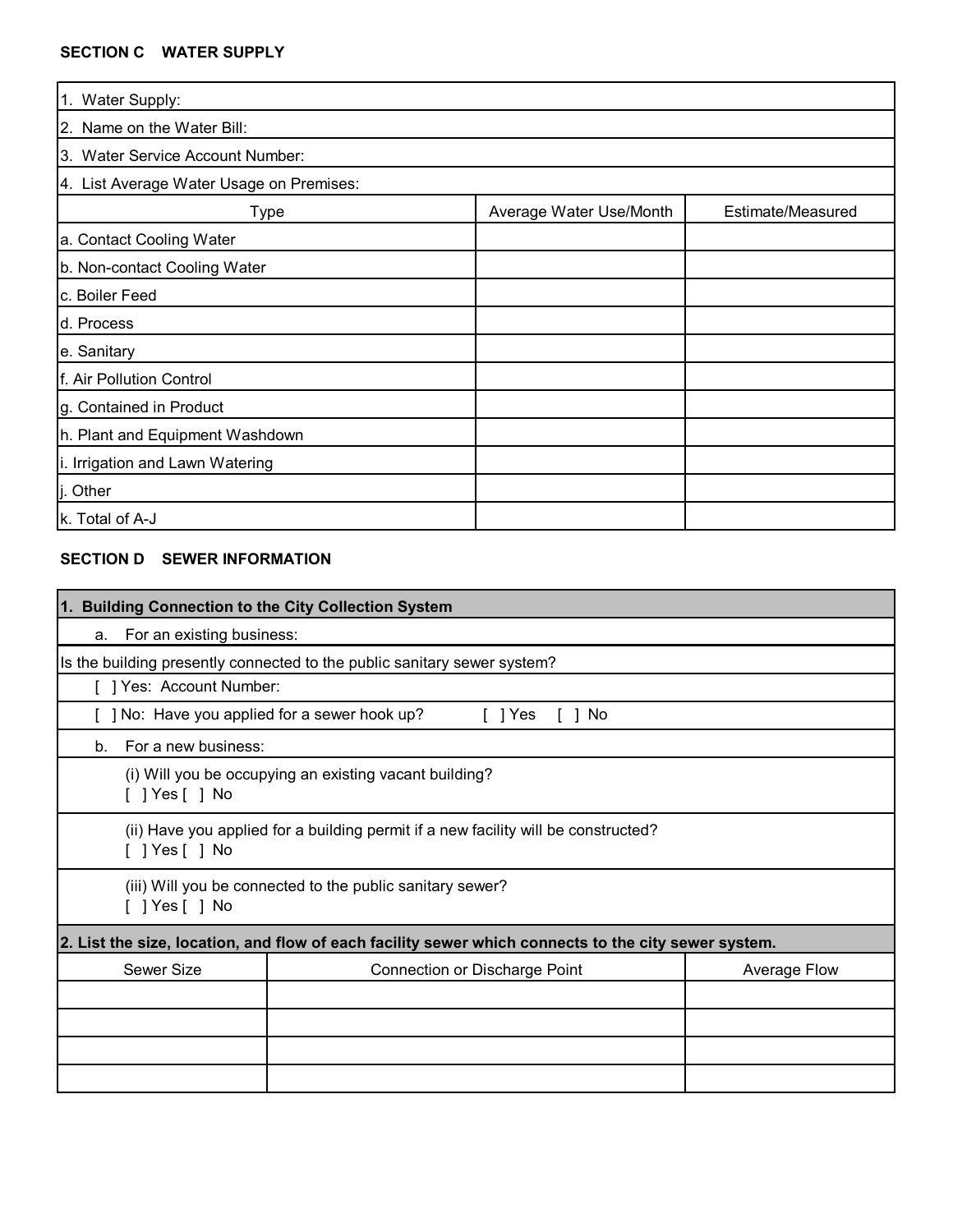**SECTION C WATER SUPPLY**

| 1. Water Supply: | | |
|---|---|---|
| 2. Name on the Water Bill: | | |
| 3. Water Service Account Number: | | |
| 4. List Average Water Usage on Premises: | | |
| Type | Average Water Use/Month | Estimate/Measured |
| a. Contact Cooling Water | | |
| b. Non-contact Cooling Water | | |
| c. Boiler Feed | | |
| d. Process | | |
| e. Sanitary | | |
| f. Air Pollution Control | | |
| g. Contained in Product | | |
| h. Plant and Equipment Washdown | | |
| i. Irrigation and Lawn Watering | | |
| j. Other | | |
| k. Total of A-J | | |

**SECTION D SEWER INFORMATION**

**1. Building Connection to the City Collection System**

a. For an existing business:

Is the building presently connected to the public sanitary sewer system?

[ ] Yes: Account Number:

[ ] No: Have you applied for a sewer hook up? [ ] Yes [ ] No

b. For a new business:

(i) Will you be occupying an existing vacant building?
[ ] Yes [ ] No

(ii) Have you applied for a building permit if a new facility will be constructed?
[ ] Yes [ ] No

(iii) Will you be connected to the public sanitary sewer?
[ ] Yes [ ] No

**2. List the size, location, and flow of each facility sewer which connects to the city sewer system.**

| Sewer Size | Connection or Discharge Point | Average Flow |
|---|---|---|
| | | |
| | | |
| | | |
| | | |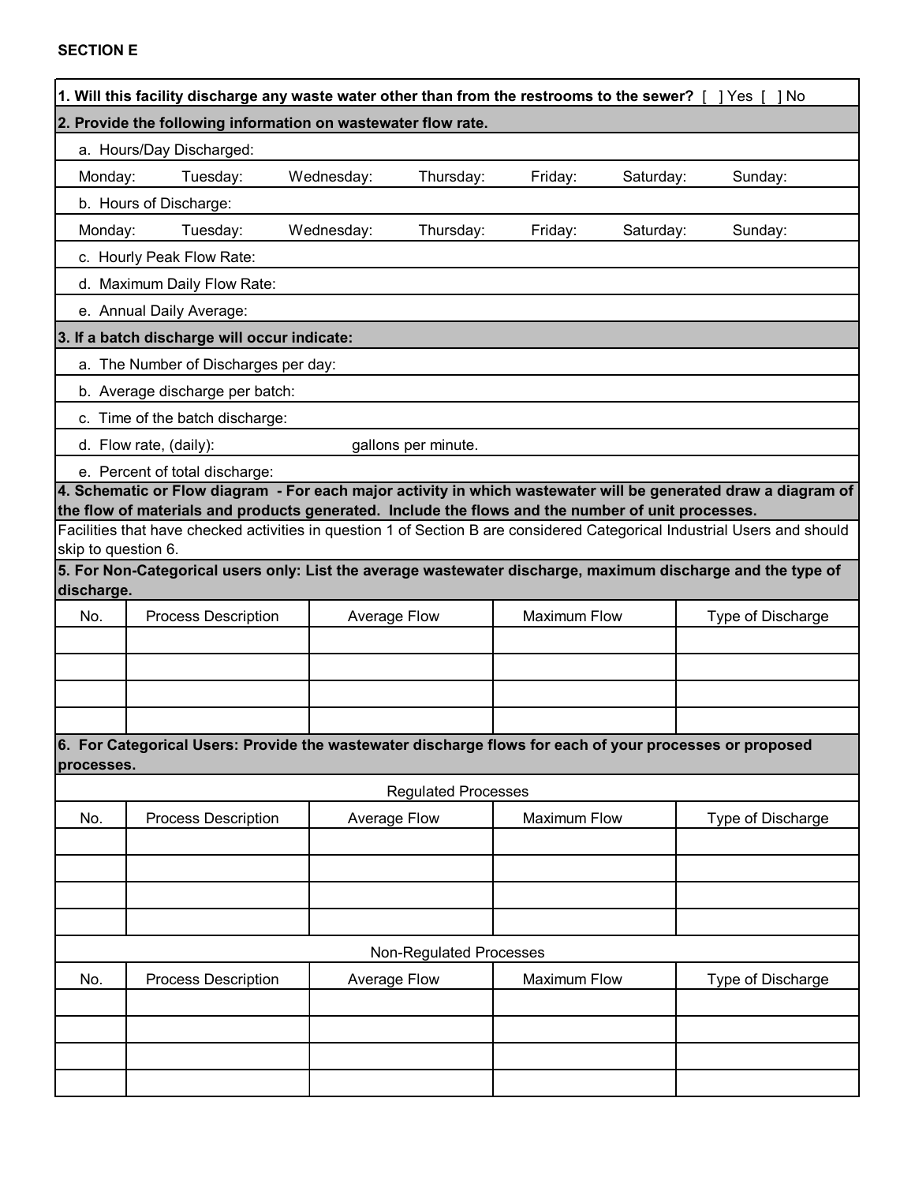**SECTION E**

**1. Will this facility discharge any waste water other than from the restrooms to the sewer?** [ ] Yes [ ] No

**2. Provide the following information on wastewater flow rate.**

a. Hours/Day Discharged:

Monday: Tuesday: Wednesday: Thursday: Friday: Saturday: Sunday:

b. Hours of Discharge:

Monday: Tuesday: Wednesday: Thursday: Friday: Saturday: Sunday:

c. Hourly Peak Flow Rate:

d. Maximum Daily Flow Rate:

e. Annual Daily Average:

**3. If a batch discharge will occur indicate:**

a. The Number of Discharges per day:

b. Average discharge per batch:

c. Time of the batch discharge:

d. Flow rate, (daily): gallons per minute.

e. Percent of total discharge:

**4. Schematic or Flow diagram - For each major activity in which wastewater will be generated draw a diagram of the flow of materials and products generated. Include the flows and the number of unit processes.**

Facilities that have checked activities in question 1 of Section B are considered Categorical Industrial Users and should skip to question 6.

**5. For Non-Categorical users only: List the average wastewater discharge, maximum discharge and the type of discharge.**

| No. | Process Description | Average Flow | Maximum Flow | Type of Discharge |
|---|---|---|---|---|
| | | | | |
| | | | | |
| | | | | |
| | | | | |

**6. For Categorical Users: Provide the wastewater discharge flows for each of your processes or proposed processes.**

Regulated Processes

| No. | Process Description | Average Flow | Maximum Flow | Type of Discharge |
|---|---|---|---|---|
| | | | | |
| | | | | |
| | | | | |
| | | | | |

Non-Regulated Processes

| No. | Process Description | Average Flow | Maximum Flow | Type of Discharge |
|---|---|---|---|---|
| | | | | |
| | | | | |
| | | | | |
| | | | | |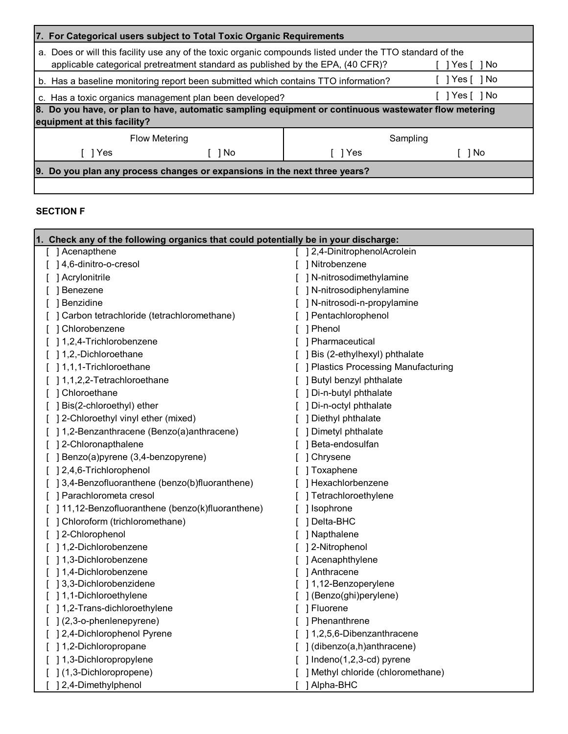| **7. For Categorical users subject to Total Toxic Organic Requirements** | |
|---|---|
| a. Does or will this facility use any of the toxic organic compounds listed under the TTO standard of the applicable categorical pretreatment standard as published by the EPA, (40 CFR)? | [ ] Yes [ ] No |
| b. Has a baseline monitoring report been submitted which contains TTO information? | [ ] Yes [ ] No |
| c. Has a toxic organics management plan been developed? | [ ] Yes [ ] No |

| **8. Do you have, or plan to have, automatic sampling equipment or continuous wastewater flow metering equipment at this facility?** | | | |
|---|---|---|---|
| Flow Metering | | Sampling | |
| [ ] Yes | [ ] No | [ ] Yes | [ ] No |

| **9. Do you plan any process changes or expansions in the next three years?** |
|---|
| |

**SECTION F**

**1. Check any of the following organics that could potentially be in your discharge:**

| | |
|---|---|
| [ ] Acenapthene | [ ] 2,4-DinitrophenolAcrolein |
| [ ] 4,6-dinitro-o-cresol | [ ] Nitrobenzene |
| [ ] Acrylonitrile | [ ] N-nitrosodimethylamine |
| [ ] Benezene | [ ] N-nitrosodiphenylamine |
| [ ] Benzidine | [ ] N-nitrosodi-n-propylamine |
| [ ] Carbon tetrachloride (tetrachloromethane) | [ ] Pentachlorophenol |
| [ ] Chlorobenzene | [ ] Phenol |
| [ ] 1,2,4-Trichlorobenzene | [ ] Pharmaceutical |
| [ ] 1,2,-Dichloroethane | [ ] Bis (2-ethylhexyl) phthalate |
| [ ] 1,1,1-Trichloroethane | [ ] Plastics Processing Manufacturing |
| [ ] 1,1,2,2-Tetrachloroethane | [ ] Butyl benzyl phthalate |
| [ ] Chloroethane | [ ] Di-n-butyl phthalate |
| [ ] Bis(2-chloroethyl) ether | [ ] Di-n-octyl phthalate |
| [ ] 2-Chloroethyl vinyl ether (mixed) | [ ] Diethyl phthalate |
| [ ] 1,2-Benzanthracene (Benzo(a)anthracene) | [ ] Dimetyl phthalate |
| [ ] 2-Chloronapthalene | [ ] Beta-endosulfan |
| [ ] Benzo(a)pyrene (3,4-benzopyrene) | [ ] Chrysene |
| [ ] 2,4,6-Trichlorophenol | [ ] Toxaphene |
| [ ] 3,4-Benzofluoranthene (benzo(b)fluoranthene) | [ ] Hexachlorbenzene |
| [ ] Parachlorometa cresol | [ ] Tetrachloroethylene |
| [ ] 11,12-Benzofluoranthene (benzo(k)fluoranthene) | [ ] Isophrone |
| [ ] Chloroform (trichloromethane) | [ ] Delta-BHC |
| [ ] 2-Chlorophenol | [ ] Napthalene |
| [ ] 1,2-Dichlorobenzene | [ ] 2-Nitrophenol |
| [ ] 1,3-Dichlorobenzene | [ ] Acenaphthylene |
| [ ] 1,4-Dichlorobenzene | [ ] Anthracene |
| [ ] 3,3-Dichlorobenzidene | [ ] 1,12-Benzoperylene |
| [ ] 1,1-Dichloroethylene | [ ] (Benzo(ghi)perylene) |
| [ ] 1,2-Trans-dichloroethylene | [ ] Fluorene |
| [ ] (2,3-o-phenlenepyrene) | [ ] Phenanthrene |
| [ ] 2,4-Dichlorophenol Pyrene | [ ] 1,2,5,6-Dibenzanthracene |
| [ ] 1,2-Dichloropropane | [ ] (dibenzo(a,h)anthracene) |
| [ ] 1,3-Dichloropropylene | [ ] Indeno(1,2,3-cd) pyrene |
| [ ] (1,3-Dichloropropene) | [ ] Methyl chloride (chloromethane) |
| [ ] 2,4-Dimethylphenol | [ ] Alpha-BHC |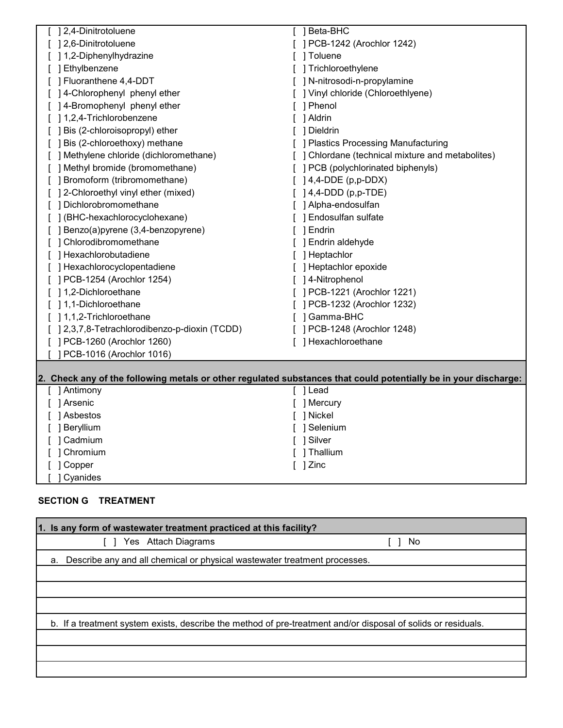| | |
|---|---|
| [ ] 2,4-Dinitrotoluene | [ ] Beta-BHC |
| [ ] 2,6-Dinitrotoluene | [ ] PCB-1242 (Arochlor 1242) |
| [ ] 1,2-Diphenylhydrazine | [ ] Toluene |
| [ ] Ethylbenzene | [ ] Trichloroethylene |
| [ ] Fluoranthene 4,4-DDT | [ ] N-nitrosodi-n-propylamine |
| [ ] 4-Chlorophenyl phenyl ether | [ ] Vinyl chloride (Chloroethlyene) |
| [ ] 4-Bromophenyl phenyl ether | [ ] Phenol |
| [ ] 1,2,4-Trichlorobenzene | [ ] Aldrin |
| [ ] Bis (2-chloroisopropyl) ether | [ ] Dieldrin |
| [ ] Bis (2-chloroethoxy) methane | [ ] Plastics Processing Manufacturing |
| [ ] Methylene chloride (dichloromethane) | [ ] Chlordane (technical mixture and metabolites) |
| [ ] Methyl bromide (bromomethane) | [ ] PCB (polychlorinated biphenyls) |
| [ ] Bromoform (tribromomethane) | [ ] 4,4-DDE (p,p-DDX) |
| [ ] 2-Chloroethyl vinyl ether (mixed) | [ ] 4,4-DDD (p,p-TDE) |
| [ ] Dichlorobromomethane | [ ] Alpha-endosulfan |
| [ ] (BHC-hexachlorocyclohexane) | [ ] Endosulfan sulfate |
| [ ] Benzo(a)pyrene (3,4-benzopyrene) | [ ] Endrin |
| [ ] Chlorodibromomethane | [ ] Endrin aldehyde |
| [ ] Hexachlorobutadiene | [ ] Heptachlor |
| [ ] Hexachlorocyclopentadiene | [ ] Heptachlor epoxide |
| [ ] PCB-1254 (Arochlor 1254) | [ ] 4-Nitrophenol |
| [ ] 1,2-Dichloroethane | [ ] PCB-1221 (Arochlor 1221) |
| [ ] 1,1-Dichloroethane | [ ] PCB-1232 (Arochlor 1232) |
| [ ] 1,1,2-Trichloroethane | [ ] Gamma-BHC |
| [ ] 2,3,7,8-Tetrachlorodibenzo-p-dioxin (TCDD) | [ ] PCB-1248 (Arochlor 1248) |
| [ ] PCB-1260 (Arochlor 1260) | [ ] Hexachloroethane |
| [ ] PCB-1016 (Arochlor 1016) | |

**2. Check any of the following metals or other regulated substances that could potentially be in your discharge:**

| | |
|---|---|
| [ ] Antimony | [ ] Lead |
| [ ] Arsenic | [ ] Mercury |
| [ ] Asbestos | [ ] Nickel |
| [ ] Beryllium | [ ] Selenium |
| [ ] Cadmium | [ ] Silver |
| [ ] Chromium | [ ] Thallium |
| [ ] Copper | [ ] Zinc |
| [ ] Cyanides | |

## SECTION G TREATMENT

**1. Is any form of wastewater treatment practiced at this facility?**

[ ] Yes Attach Diagrams [ ] No

a. Describe any and all chemical or physical wastewater treatment processes.

b. If a treatment system exists, describe the method of pre-treatment and/or disposal of solids or residuals.